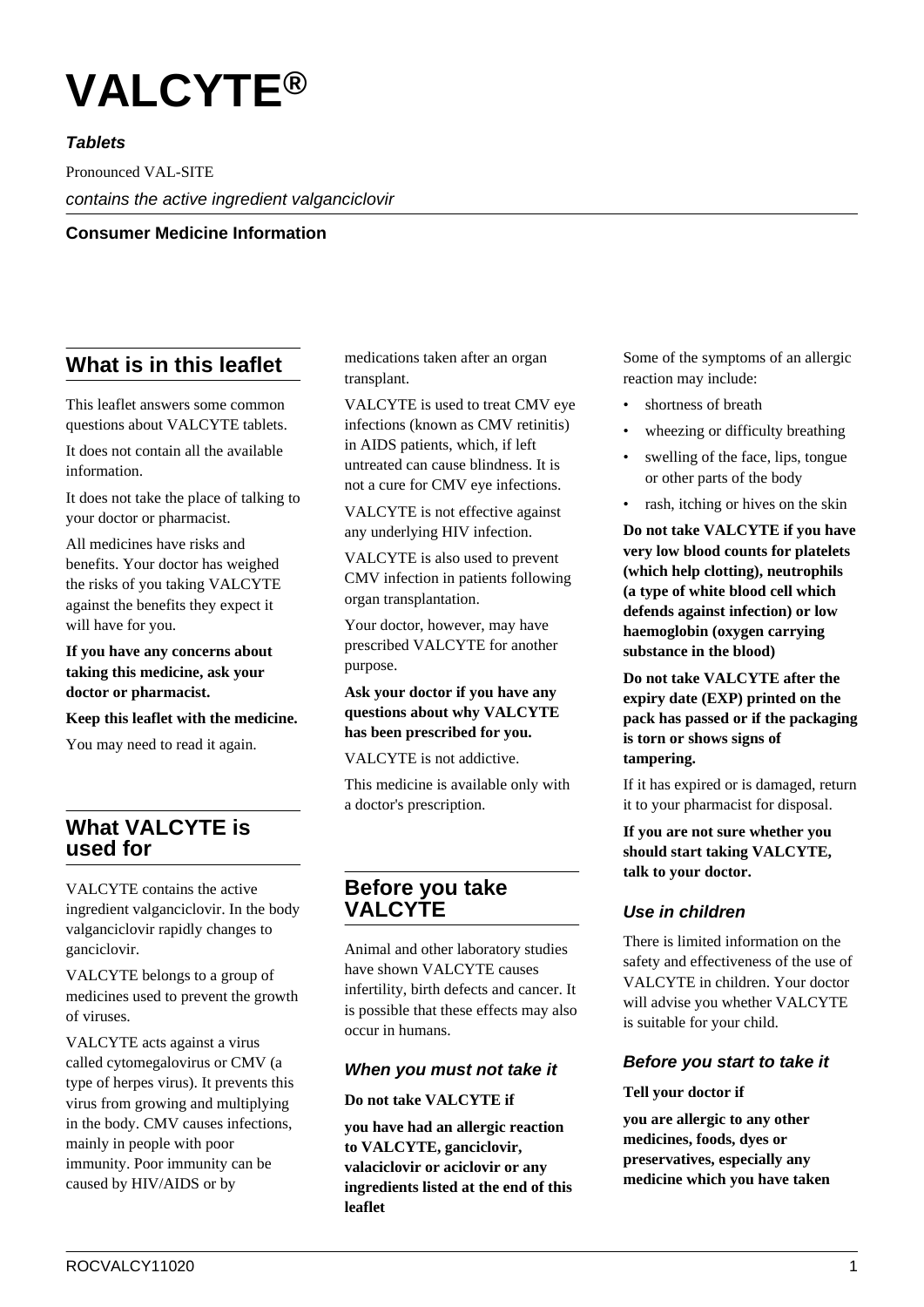# VALCYTE®

***Tablets***

Pronounced VAL-SITE

*contains the active ingredient valganciclovir*

**Consumer Medicine Information**

## What is in this leaflet

This leaflet answers some common questions about VALCYTE tablets.

It does not contain all the available information.

It does not take the place of talking to your doctor or pharmacist.

All medicines have risks and benefits. Your doctor has weighed the risks of you taking VALCYTE against the benefits they expect it will have for you.

**If you have any concerns about taking this medicine, ask your doctor or pharmacist.**

**Keep this leaflet with the medicine.**

You may need to read it again.

## What VALCYTE is used for

VALCYTE contains the active ingredient valganciclovir. In the body valganciclovir rapidly changes to ganciclovir.

VALCYTE belongs to a group of medicines used to prevent the growth of viruses.

VALCYTE acts against a virus called cytomegalovirus or CMV (a type of herpes virus). It prevents this virus from growing and multiplying in the body. CMV causes infections, mainly in people with poor immunity. Poor immunity can be caused by HIV/AIDS or by medications taken after an organ transplant.

VALCYTE is used to treat CMV eye infections (known as CMV retinitis) in AIDS patients, which, if left untreated can cause blindness. It is not a cure for CMV eye infections.

VALCYTE is not effective against any underlying HIV infection.

VALCYTE is also used to prevent CMV infection in patients following organ transplantation.

Your doctor, however, may have prescribed VALCYTE for another purpose.

**Ask your doctor if you have any questions about why VALCYTE has been prescribed for you.**

VALCYTE is not addictive.

This medicine is available only with a doctor's prescription.

## Before you take VALCYTE

Animal and other laboratory studies have shown VALCYTE causes infertility, birth defects and cancer. It is possible that these effects may also occur in humans.

### *When you must not take it*

**Do not take VALCYTE if**

**you have had an allergic reaction to VALCYTE, ganciclovir, valaciclovir or aciclovir or any ingredients listed at the end of this leaflet**

Some of the symptoms of an allergic reaction may include:

- shortness of breath
- wheezing or difficulty breathing
- swelling of the face, lips, tongue or other parts of the body
- rash, itching or hives on the skin

**Do not take VALCYTE if you have very low blood counts for platelets (which help clotting), neutrophils (a type of white blood cell which defends against infection) or low haemoglobin (oxygen carrying substance in the blood)**

**Do not take VALCYTE after the expiry date (EXP) printed on the pack has passed or if the packaging is torn or shows signs of tampering.**

If it has expired or is damaged, return it to your pharmacist for disposal.

**If you are not sure whether you should start taking VALCYTE, talk to your doctor.**

### *Use in children*

There is limited information on the safety and effectiveness of the use of VALCYTE in children. Your doctor will advise you whether VALCYTE is suitable for your child.

### *Before you start to take it*

**Tell your doctor if**

**you are allergic to any other medicines, foods, dyes or preservatives, especially any medicine which you have taken**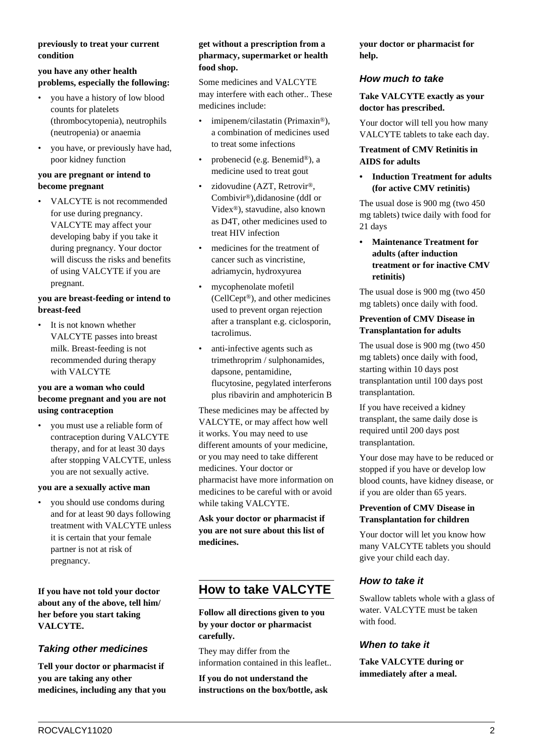**previously to treat your current condition**

**you have any other health problems, especially the following:**

- you have a history of low blood counts for platelets (thrombocytopenia), neutrophils (neutropenia) or anaemia
- you have, or previously have had, poor kidney function

**you are pregnant or intend to become pregnant**

- VALCYTE is not recommended for use during pregnancy. VALCYTE may affect your developing baby if you take it during pregnancy. Your doctor will discuss the risks and benefits of using VALCYTE if you are pregnant.

**you are breast-feeding or intend to breast-feed**

- It is not known whether VALCYTE passes into breast milk. Breast-feeding is not recommended during therapy with VALCYTE

**you are a woman who could become pregnant and you are not using contraception**

- you must use a reliable form of contraception during VALCYTE therapy, and for at least 30 days after stopping VALCYTE, unless you are not sexually active.

**you are a sexually active man**

- you should use condoms during and for at least 90 days following treatment with VALCYTE unless it is certain that your female partner is not at risk of pregnancy.

**If you have not told your doctor about any of the above, tell him/ her before you start taking VALCYTE.**

### *Taking other medicines*

**Tell your doctor or pharmacist if you are taking any other medicines, including any that you get without a prescription from a pharmacy, supermarket or health food shop.**

Some medicines and VALCYTE may interfere with each other.. These medicines include:

- imipenem/cilastatin (Primaxin®), a combination of medicines used to treat some infections
- probenecid (e.g. Benemid®), a medicine used to treat gout
- zidovudine (AZT, Retrovir®, Combivir®),didanosine (ddI or Videx®), stavudine, also known as D4T, other medicines used to treat HIV infection
- medicines for the treatment of cancer such as vincristine, adriamycin, hydroxyurea
- mycophenolate mofetil (CellCept®), and other medicines used to prevent organ rejection after a transplant e.g. ciclosporin, tacrolimus.
- anti-infective agents such as trimethroprim / sulphonamides, dapsone, pentamidine, flucytosine, pegylated interferons plus ribavirin and amphotericin B

These medicines may be affected by VALCYTE, or may affect how well it works. You may need to use different amounts of your medicine, or you may need to take different medicines. Your doctor or pharmacist have more information on medicines to be careful with or avoid while taking VALCYTE.

**Ask your doctor or pharmacist if you are not sure about this list of medicines.**

## How to take VALCYTE

**Follow all directions given to you by your doctor or pharmacist carefully.**

They may differ from the information contained in this leaflet..

**If you do not understand the instructions on the box/bottle, ask your doctor or pharmacist for help.**

### *How much to take*

**Take VALCYTE exactly as your doctor has prescribed.**

Your doctor will tell you how many VALCYTE tablets to take each day.

**Treatment of CMV Retinitis in AIDS for adults**

- **Induction Treatment for adults (for active CMV retinitis)**

The usual dose is 900 mg (two 450 mg tablets) twice daily with food for 21 days

- **Maintenance Treatment for adults (after induction treatment or for inactive CMV retinitis)**

The usual dose is 900 mg (two 450 mg tablets) once daily with food.

**Prevention of CMV Disease in Transplantation for adults**

The usual dose is 900 mg (two 450 mg tablets) once daily with food, starting within 10 days post transplantation until 100 days post transplantation.

If you have received a kidney transplant, the same daily dose is required until 200 days post transplantation.

Your dose may have to be reduced or stopped if you have or develop low blood counts, have kidney disease, or if you are older than 65 years.

**Prevention of CMV Disease in Transplantation for children**

Your doctor will let you know how many VALCYTE tablets you should give your child each day.

### *How to take it*

Swallow tablets whole with a glass of water. VALCYTE must be taken with food.

### *When to take it*

**Take VALCYTE during or immediately after a meal.**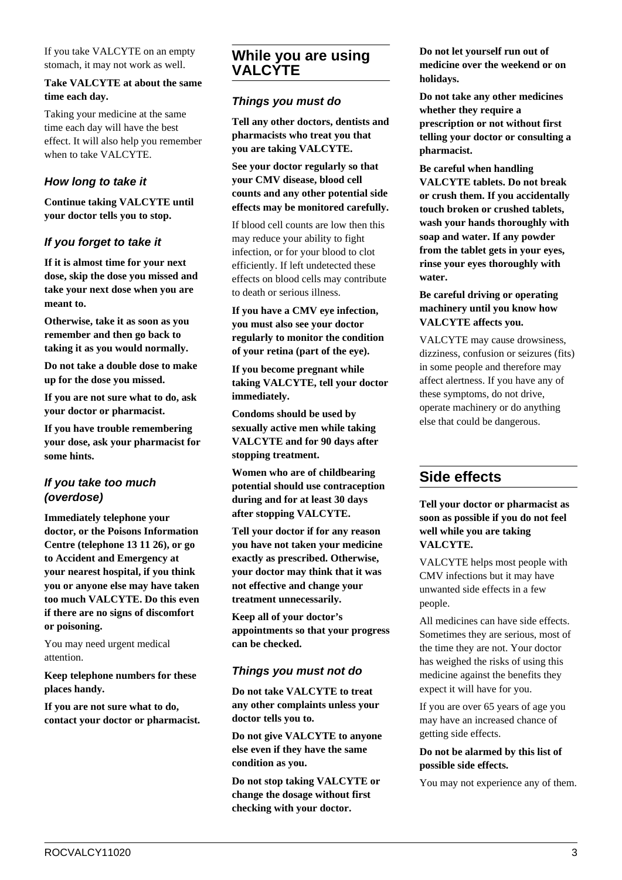If you take VALCYTE on an empty stomach, it may not work as well.

**Take VALCYTE at about the same time each day.**

Taking your medicine at the same time each day will have the best effect. It will also help you remember when to take VALCYTE.

### *How long to take it*

**Continue taking VALCYTE until your doctor tells you to stop.**

### *If you forget to take it*

**If it is almost time for your next dose, skip the dose you missed and take your next dose when you are meant to.**

**Otherwise, take it as soon as you remember and then go back to taking it as you would normally.**

**Do not take a double dose to make up for the dose you missed.**

**If you are not sure what to do, ask your doctor or pharmacist.**

**If you have trouble remembering your dose, ask your pharmacist for some hints.**

### *If you take too much (overdose)*

**Immediately telephone your doctor, or the Poisons Information Centre (telephone 13 11 26), or go to Accident and Emergency at your nearest hospital, if you think you or anyone else may have taken too much VALCYTE. Do this even if there are no signs of discomfort or poisoning.**

You may need urgent medical attention.

**Keep telephone numbers for these places handy.**

**If you are not sure what to do, contact your doctor or pharmacist.**

## While you are using VALCYTE

### *Things you must do*

**Tell any other doctors, dentists and pharmacists who treat you that you are taking VALCYTE.**

**See your doctor regularly so that your CMV disease, blood cell counts and any other potential side effects may be monitored carefully.**

If blood cell counts are low then this may reduce your ability to fight infection, or for your blood to clot efficiently. If left undetected these effects on blood cells may contribute to death or serious illness.

**If you have a CMV eye infection, you must also see your doctor regularly to monitor the condition of your retina (part of the eye).**

**If you become pregnant while taking VALCYTE, tell your doctor immediately.**

**Condoms should be used by sexually active men while taking VALCYTE and for 90 days after stopping treatment.**

**Women who are of childbearing potential should use contraception during and for at least 30 days after stopping VALCYTE.**

**Tell your doctor if for any reason you have not taken your medicine exactly as prescribed. Otherwise, your doctor may think that it was not effective and change your treatment unnecessarily.**

**Keep all of your doctor's appointments so that your progress can be checked.**

### *Things you must not do*

**Do not take VALCYTE to treat any other complaints unless your doctor tells you to.**

**Do not give VALCYTE to anyone else even if they have the same condition as you.**

**Do not stop taking VALCYTE or change the dosage without first checking with your doctor.**

**Do not let yourself run out of medicine over the weekend or on holidays.**

**Do not take any other medicines whether they require a prescription or not without first telling your doctor or consulting a pharmacist.**

**Be careful when handling VALCYTE tablets. Do not break or crush them. If you accidentally touch broken or crushed tablets, wash your hands thoroughly with soap and water. If any powder from the tablet gets in your eyes, rinse your eyes thoroughly with water.**

**Be careful driving or operating machinery until you know how VALCYTE affects you.**

VALCYTE may cause drowsiness, dizziness, confusion or seizures (fits) in some people and therefore may affect alertness. If you have any of these symptoms, do not drive, operate machinery or do anything else that could be dangerous.

## Side effects

**Tell your doctor or pharmacist as soon as possible if you do not feel well while you are taking VALCYTE.**

VALCYTE helps most people with CMV infections but it may have unwanted side effects in a few people.

All medicines can have side effects. Sometimes they are serious, most of the time they are not. Your doctor has weighed the risks of using this medicine against the benefits they expect it will have for you.

If you are over 65 years of age you may have an increased chance of getting side effects.

**Do not be alarmed by this list of possible side effects.**

You may not experience any of them.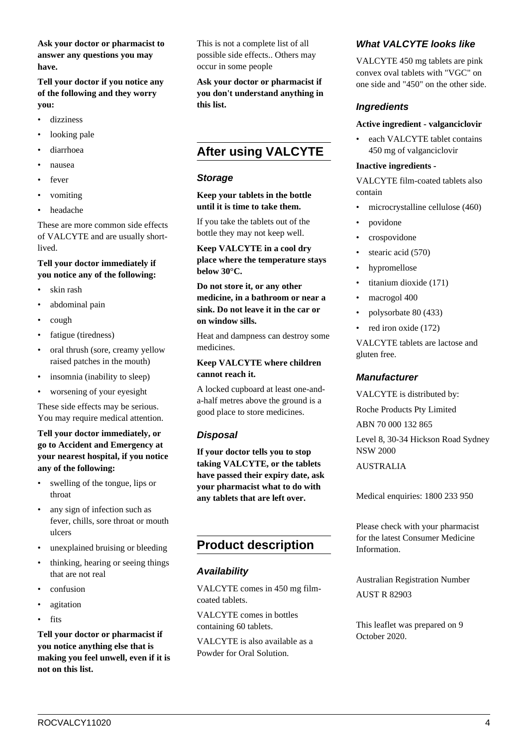**Ask your doctor or pharmacist to answer any questions you may have.**

**Tell your doctor if you notice any of the following and they worry you:**

- dizziness
- looking pale
- diarrhoea
- nausea
- fever
- vomiting
- headache

These are more common side effects of VALCYTE and are usually short-lived.

**Tell your doctor immediately if you notice any of the following:**

- skin rash
- abdominal pain
- cough
- fatigue (tiredness)
- oral thrush (sore, creamy yellow raised patches in the mouth)
- insomnia (inability to sleep)
- worsening of your eyesight

These side effects may be serious. You may require medical attention.

**Tell your doctor immediately, or go to Accident and Emergency at your nearest hospital, if you notice any of the following:**

- swelling of the tongue, lips or throat
- any sign of infection such as fever, chills, sore throat or mouth ulcers
- unexplained bruising or bleeding
- thinking, hearing or seeing things that are not real
- confusion
- agitation
- fits

**Tell your doctor or pharmacist if you notice anything else that is making you feel unwell, even if it is not on this list.**

This is not a complete list of all possible side effects.. Others may occur in some people

**Ask your doctor or pharmacist if you don't understand anything in this list.**

## After using VALCYTE

### *Storage*

**Keep your tablets in the bottle until it is time to take them.**

If you take the tablets out of the bottle they may not keep well.

**Keep VALCYTE in a cool dry place where the temperature stays below 30°C.**

**Do not store it, or any other medicine, in a bathroom or near a sink. Do not leave it in the car or on window sills.**

Heat and dampness can destroy some medicines.

**Keep VALCYTE where children cannot reach it.**

A locked cupboard at least one-and-a-half metres above the ground is a good place to store medicines.

### *Disposal*

**If your doctor tells you to stop taking VALCYTE, or the tablets have passed their expiry date, ask your pharmacist what to do with any tablets that are left over.**

## Product description

### *Availability*

VALCYTE comes in 450 mg film-coated tablets.

VALCYTE comes in bottles containing 60 tablets.

VALCYTE is also available as a Powder for Oral Solution.

### *What VALCYTE looks like*

VALCYTE 450 mg tablets are pink convex oval tablets with "VGC" on one side and "450" on the other side.

### *Ingredients*

**Active ingredient - valganciclovir**

- each VALCYTE tablet contains 450 mg of valganciclovir

**Inactive ingredients -**

VALCYTE film-coated tablets also contain

- microcrystalline cellulose (460)
- povidone
- crospovidone
- stearic acid (570)
- hypromellose
- titanium dioxide (171)
- macrogol 400
- polysorbate 80 (433)
- red iron oxide (172)

VALCYTE tablets are lactose and gluten free.

### *Manufacturer*

VALCYTE is distributed by:

Roche Products Pty Limited

ABN 70 000 132 865

Level 8, 30-34 Hickson Road Sydney NSW 2000

AUSTRALIA

Medical enquiries: 1800 233 950

Please check with your pharmacist for the latest Consumer Medicine Information.

Australian Registration Number

AUST R 82903

This leaflet was prepared on 9 October 2020.

ROCVALCY11020